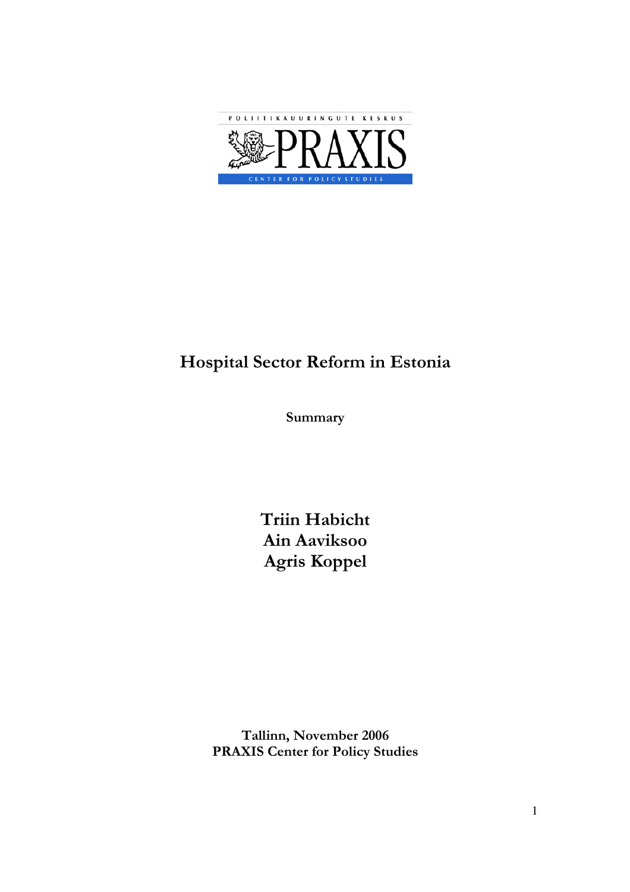POLIITIKAUURINGUTE KESKUS

PRAXIS

CENTER FOR POLICY STUDIES

# Hospital Sector Reform in Estonia

**Summary**

**Triin Habicht**
**Ain Aaviksoo**
**Agris Koppel**

**Tallinn, November 2006**
**PRAXIS Center for Policy Studies**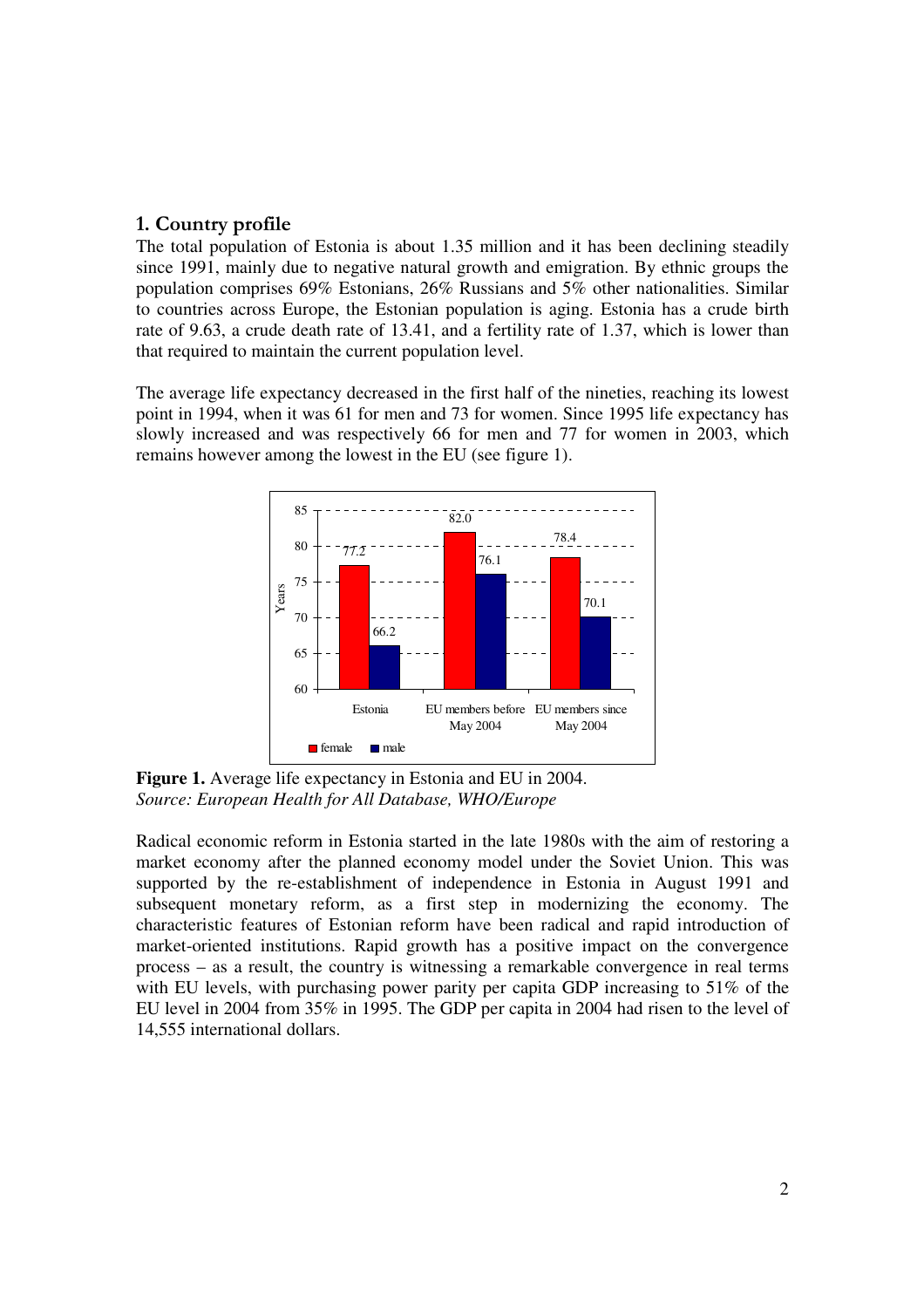## 1. Country profile

The total population of Estonia is about 1.35 million and it has been declining steadily since 1991, mainly due to negative natural growth and emigration. By ethnic groups the population comprises 69% Estonians, 26% Russians and 5% other nationalities. Similar to countries across Europe, the Estonian population is aging. Estonia has a crude birth rate of 9.63, a crude death rate of 13.41, and a fertility rate of 1.37, which is lower than that required to maintain the current population level.

The average life expectancy decreased in the first half of the nineties, reaching its lowest point in 1994, when it was 61 for men and 73 for women. Since 1995 life expectancy has slowly increased and was respectively 66 for men and 77 for women in 2003, which remains however among the lowest in the EU (see figure 1).

| | female | male |
|---|---|---|
| Estonia | 77.2 | 66.2 |
| EU members before May 2004 | 82.0 | 76.1 |
| EU members since May 2004 | 78.4 | 70.1 |

**Figure 1.** Average life expectancy in Estonia and EU in 2004.
*Source: European Health for All Database, WHO/Europe*

Radical economic reform in Estonia started in the late 1980s with the aim of restoring a market economy after the planned economy model under the Soviet Union. This was supported by the re-establishment of independence in Estonia in August 1991 and subsequent monetary reform, as a first step in modernizing the economy. The characteristic features of Estonian reform have been radical and rapid introduction of market-oriented institutions. Rapid growth has a positive impact on the convergence process – as a result, the country is witnessing a remarkable convergence in real terms with EU levels, with purchasing power parity per capita GDP increasing to 51% of the EU level in 2004 from 35% in 1995. The GDP per capita in 2004 had risen to the level of 14,555 international dollars.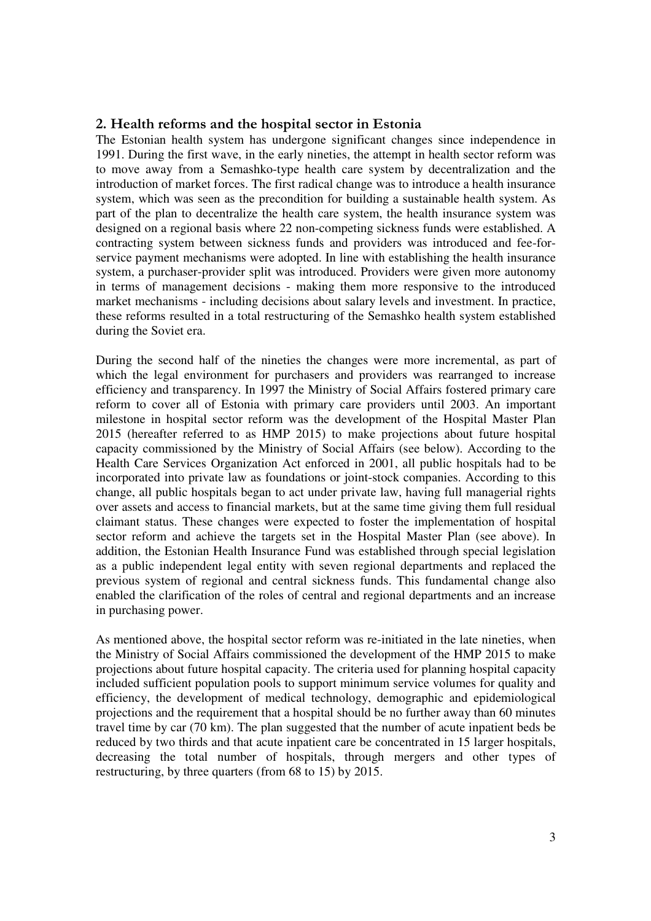## 2. Health reforms and the hospital sector in Estonia

The Estonian health system has undergone significant changes since independence in 1991. During the first wave, in the early nineties, the attempt in health sector reform was to move away from a Semashko-type health care system by decentralization and the introduction of market forces. The first radical change was to introduce a health insurance system, which was seen as the precondition for building a sustainable health system. As part of the plan to decentralize the health care system, the health insurance system was designed on a regional basis where 22 non-competing sickness funds were established. A contracting system between sickness funds and providers was introduced and fee-for-service payment mechanisms were adopted. In line with establishing the health insurance system, a purchaser-provider split was introduced. Providers were given more autonomy in terms of management decisions - making them more responsive to the introduced market mechanisms - including decisions about salary levels and investment. In practice, these reforms resulted in a total restructuring of the Semashko health system established during the Soviet era.

During the second half of the nineties the changes were more incremental, as part of which the legal environment for purchasers and providers was rearranged to increase efficiency and transparency. In 1997 the Ministry of Social Affairs fostered primary care reform to cover all of Estonia with primary care providers until 2003. An important milestone in hospital sector reform was the development of the Hospital Master Plan 2015 (hereafter referred to as HMP 2015) to make projections about future hospital capacity commissioned by the Ministry of Social Affairs (see below). According to the Health Care Services Organization Act enforced in 2001, all public hospitals had to be incorporated into private law as foundations or joint-stock companies. According to this change, all public hospitals began to act under private law, having full managerial rights over assets and access to financial markets, but at the same time giving them full residual claimant status. These changes were expected to foster the implementation of hospital sector reform and achieve the targets set in the Hospital Master Plan (see above). In addition, the Estonian Health Insurance Fund was established through special legislation as a public independent legal entity with seven regional departments and replaced the previous system of regional and central sickness funds. This fundamental change also enabled the clarification of the roles of central and regional departments and an increase in purchasing power.

As mentioned above, the hospital sector reform was re-initiated in the late nineties, when the Ministry of Social Affairs commissioned the development of the HMP 2015 to make projections about future hospital capacity. The criteria used for planning hospital capacity included sufficient population pools to support minimum service volumes for quality and efficiency, the development of medical technology, demographic and epidemiological projections and the requirement that a hospital should be no further away than 60 minutes travel time by car (70 km). The plan suggested that the number of acute inpatient beds be reduced by two thirds and that acute inpatient care be concentrated in 15 larger hospitals, decreasing the total number of hospitals, through mergers and other types of restructuring, by three quarters (from 68 to 15) by 2015.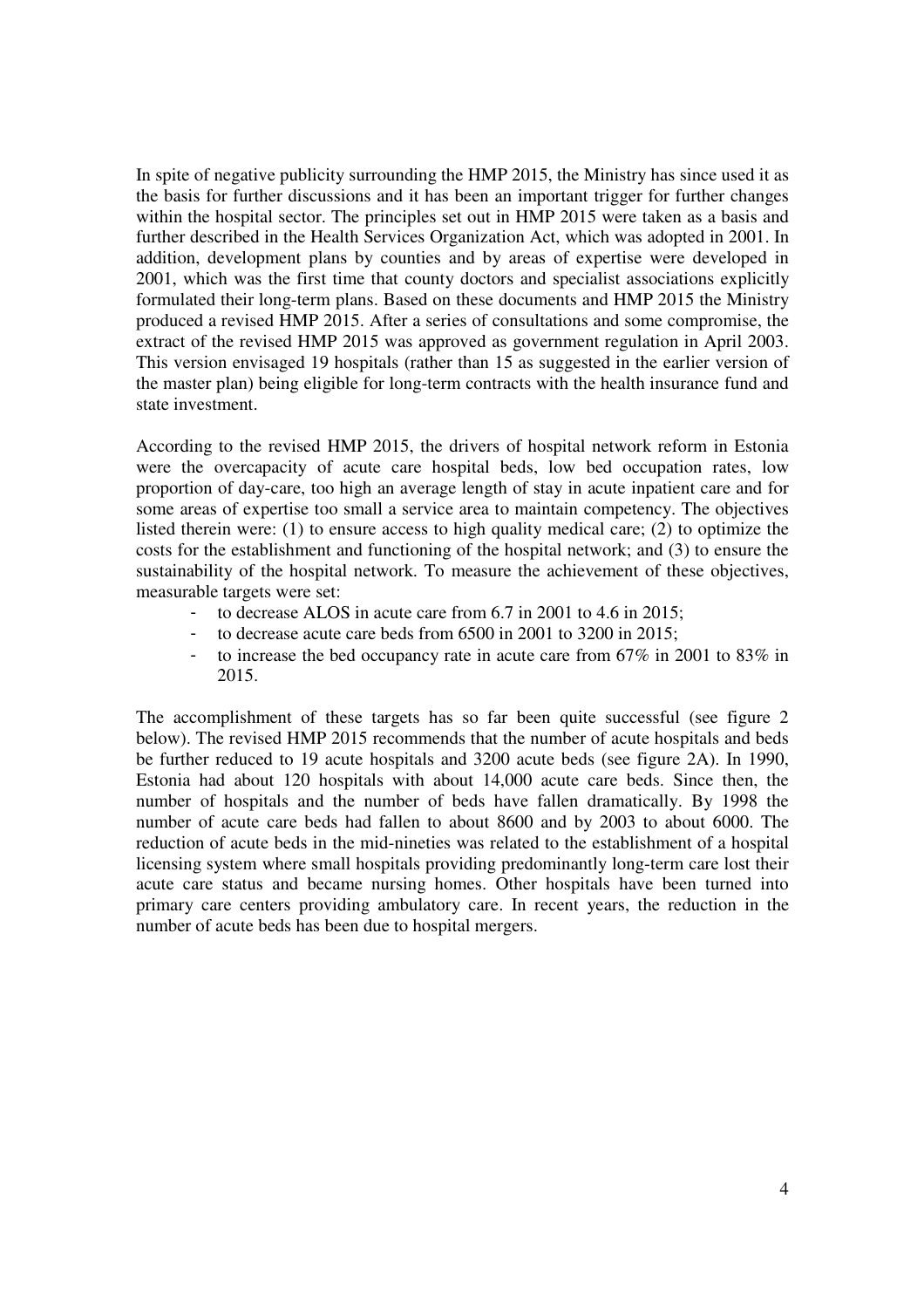In spite of negative publicity surrounding the HMP 2015, the Ministry has since used it as the basis for further discussions and it has been an important trigger for further changes within the hospital sector. The principles set out in HMP 2015 were taken as a basis and further described in the Health Services Organization Act, which was adopted in 2001. In addition, development plans by counties and by areas of expertise were developed in 2001, which was the first time that county doctors and specialist associations explicitly formulated their long-term plans. Based on these documents and HMP 2015 the Ministry produced a revised HMP 2015. After a series of consultations and some compromise, the extract of the revised HMP 2015 was approved as government regulation in April 2003. This version envisaged 19 hospitals (rather than 15 as suggested in the earlier version of the master plan) being eligible for long-term contracts with the health insurance fund and state investment.

According to the revised HMP 2015, the drivers of hospital network reform in Estonia were the overcapacity of acute care hospital beds, low bed occupation rates, low proportion of day-care, too high an average length of stay in acute inpatient care and for some areas of expertise too small a service area to maintain competency. The objectives listed therein were: (1) to ensure access to high quality medical care; (2) to optimize the costs for the establishment and functioning of the hospital network; and (3) to ensure the sustainability of the hospital network. To measure the achievement of these objectives, measurable targets were set:

- to decrease ALOS in acute care from 6.7 in 2001 to 4.6 in 2015;
- to decrease acute care beds from 6500 in 2001 to 3200 in 2015;
- to increase the bed occupancy rate in acute care from 67% in 2001 to 83% in 2015.

The accomplishment of these targets has so far been quite successful (see figure 2 below). The revised HMP 2015 recommends that the number of acute hospitals and beds be further reduced to 19 acute hospitals and 3200 acute beds (see figure 2A). In 1990, Estonia had about 120 hospitals with about 14,000 acute care beds. Since then, the number of hospitals and the number of beds have fallen dramatically. By 1998 the number of acute care beds had fallen to about 8600 and by 2003 to about 6000. The reduction of acute beds in the mid-nineties was related to the establishment of a hospital licensing system where small hospitals providing predominantly long-term care lost their acute care status and became nursing homes. Other hospitals have been turned into primary care centers providing ambulatory care. In recent years, the reduction in the number of acute beds has been due to hospital mergers.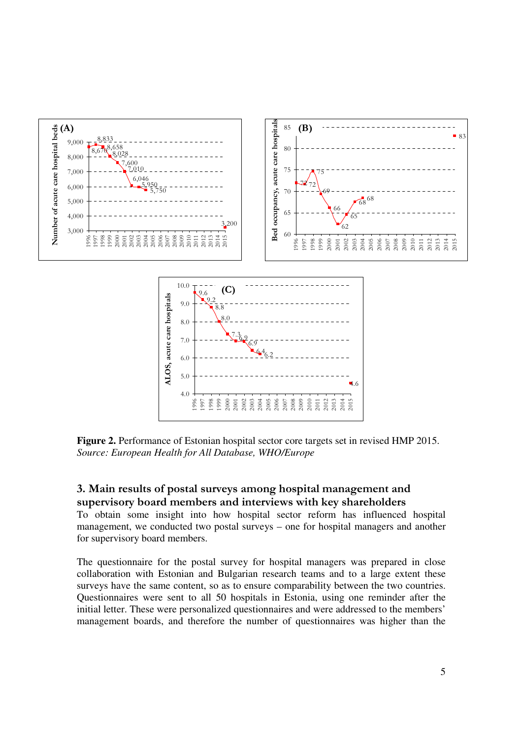**Figure 2.** Performance of Estonian hospital sector core targets set in revised HMP 2015. *Source: European Health for All Database, WHO/Europe*

## 3. Main results of postal surveys among hospital management and supervisory board members and interviews with key shareholders

To obtain some insight into how hospital sector reform has influenced hospital management, we conducted two postal surveys – one for hospital managers and another for supervisory board members.

The questionnaire for the postal survey for hospital managers was prepared in close collaboration with Estonian and Bulgarian research teams and to a large extent these surveys have the same content, so as to ensure comparability between the two countries. Questionnaires were sent to all 50 hospitals in Estonia, using one reminder after the initial letter. These were personalized questionnaires and were addressed to the members' management boards, and therefore the number of questionnaires was higher than the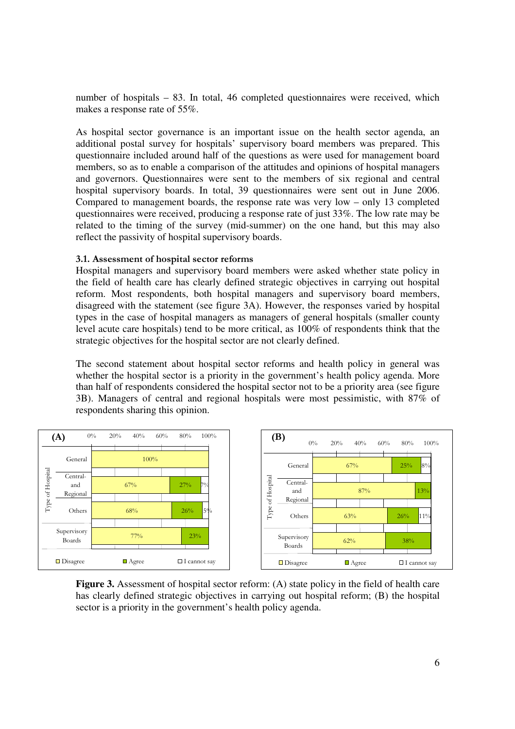number of hospitals – 83. In total, 46 completed questionnaires were received, which makes a response rate of 55%.

As hospital sector governance is an important issue on the health sector agenda, an additional postal survey for hospitals' supervisory board members was prepared. This questionnaire included around half of the questions as were used for management board members, so as to enable a comparison of the attitudes and opinions of hospital managers and governors. Questionnaires were sent to the members of six regional and central hospital supervisory boards. In total, 39 questionnaires were sent out in June 2006. Compared to management boards, the response rate was very low – only 13 completed questionnaires were received, producing a response rate of just 33%. The low rate may be related to the timing of the survey (mid-summer) on the one hand, but this may also reflect the passivity of hospital supervisory boards.

### 3.1. Assessment of hospital sector reforms

Hospital managers and supervisory board members were asked whether state policy in the field of health care has clearly defined strategic objectives in carrying out hospital reform. Most respondents, both hospital managers and supervisory board members, disagreed with the statement (see figure 3A). However, the responses varied by hospital types in the case of hospital managers as managers of general hospitals (smaller county level acute care hospitals) tend to be more critical, as 100% of respondents think that the strategic objectives for the hospital sector are not clearly defined.

The second statement about hospital sector reforms and health policy in general was whether the hospital sector is a priority in the government's health policy agenda. More than half of respondents considered the hospital sector not to be a priority area (see figure 3B). Managers of central and regional hospitals were most pessimistic, with 87% of respondents sharing this opinion.

**(A)**

| Type of Hospital | Disagree | Agree | I cannot say |
|---|---|---|---|
| General | 100% | | |
| Central- and Regional | 67% | 27% | 7% |
| Others | 68% | 26% | 5% |
| Supervisory Boards | 77% | 23% | |

**(B)**

| Type of Hospital | Disagree | Agree | I cannot say |
|---|---|---|---|
| General | 67% | 25% | 8% |
| Central- and Regional | 87% | 13% | |
| Others | 63% | 26% | 11% |
| Supervisory Boards | 62% | 38% | |

**Figure 3.** Assessment of hospital sector reform: (A) state policy in the field of health care has clearly defined strategic objectives in carrying out hospital reform; (B) the hospital sector is a priority in the government's health policy agenda.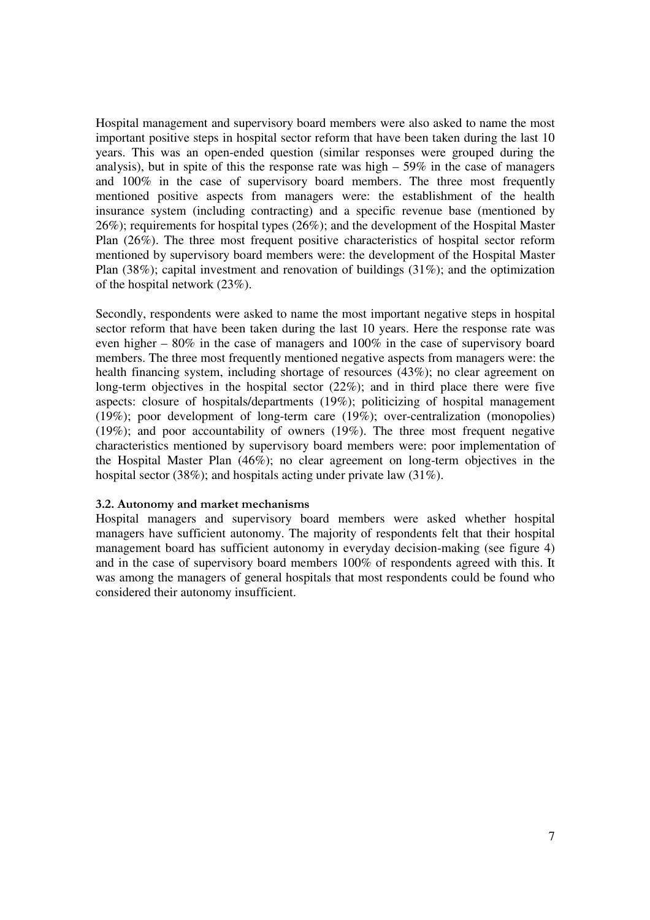Hospital management and supervisory board members were also asked to name the most important positive steps in hospital sector reform that have been taken during the last 10 years. This was an open-ended question (similar responses were grouped during the analysis), but in spite of this the response rate was high – 59% in the case of managers and 100% in the case of supervisory board members. The three most frequently mentioned positive aspects from managers were: the establishment of the health insurance system (including contracting) and a specific revenue base (mentioned by 26%); requirements for hospital types (26%); and the development of the Hospital Master Plan (26%). The three most frequent positive characteristics of hospital sector reform mentioned by supervisory board members were: the development of the Hospital Master Plan (38%); capital investment and renovation of buildings (31%); and the optimization of the hospital network (23%).

Secondly, respondents were asked to name the most important negative steps in hospital sector reform that have been taken during the last 10 years. Here the response rate was even higher – 80% in the case of managers and 100% in the case of supervisory board members. The three most frequently mentioned negative aspects from managers were: the health financing system, including shortage of resources (43%); no clear agreement on long-term objectives in the hospital sector (22%); and in third place there were five aspects: closure of hospitals/departments (19%); politicizing of hospital management (19%); poor development of long-term care (19%); over-centralization (monopolies) (19%); and poor accountability of owners (19%). The three most frequent negative characteristics mentioned by supervisory board members were: poor implementation of the Hospital Master Plan (46%); no clear agreement on long-term objectives in the hospital sector (38%); and hospitals acting under private law (31%).

### 3.2. Autonomy and market mechanisms

Hospital managers and supervisory board members were asked whether hospital managers have sufficient autonomy. The majority of respondents felt that their hospital management board has sufficient autonomy in everyday decision-making (see figure 4) and in the case of supervisory board members 100% of respondents agreed with this. It was among the managers of general hospitals that most respondents could be found who considered their autonomy insufficient.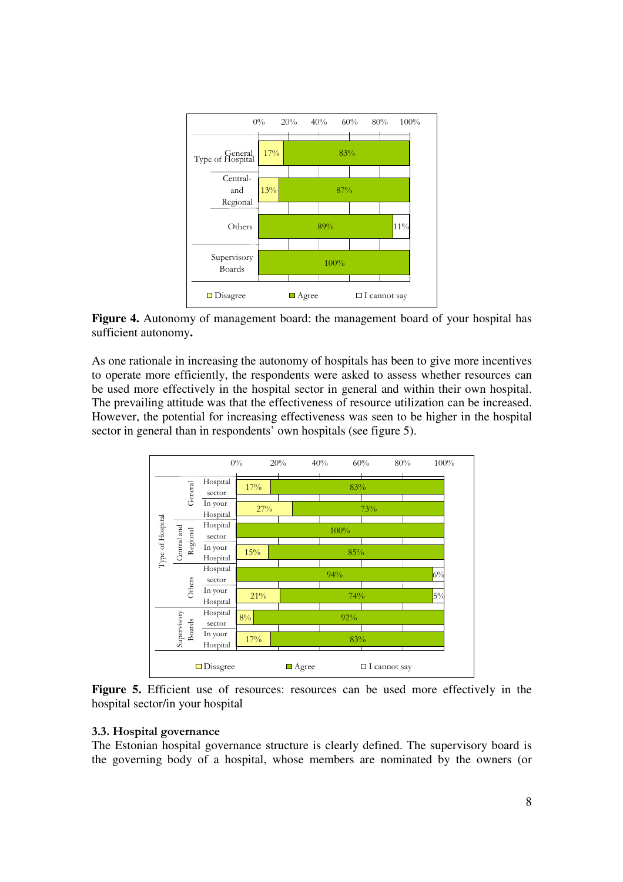| Type of Hospital | Disagree | Agree | I cannot say |
|---|---|---|---|
| General | 17% | 83% | |
| Central- and Regional | 13% | 87% | |
| Others | | 89% | 11% |
| Supervisory Boards | | 100% | |

**Figure 4.** Autonomy of management board: the management board of your hospital has sufficient autonomy**.**

As one rationale in increasing the autonomy of hospitals has been to give more incentives to operate more efficiently, the respondents were asked to assess whether resources can be used more effectively in the hospital sector in general and within their own hospital. The prevailing attitude was that the effectiveness of resource utilization can be increased. However, the potential for increasing effectiveness was seen to be higher in the hospital sector in general than in respondents' own hospitals (see figure 5).

| Type of Hospital | | Disagree | Agree | I cannot say |
|---|---|---|---|---|
| General | Hospital sector | 17% | 83% | |
| | In your Hospital | 27% | 73% | |
| Central and Regional | Hospital sector | | 100% | |
| | In your Hospital | 15% | 85% | |
| Others | Hospital sector | | 94% | 6% |
| | In your Hospital | 21% | 74% | 5% |
| Supervisory Boards | Hospital sector | 8% | 92% | |
| | In your Hospital | 17% | 83% | |

**Figure 5.** Efficient use of resources: resources can be used more effectively in the hospital sector/in your hospital

### 3.3. Hospital governance

The Estonian hospital governance structure is clearly defined. The supervisory board is the governing body of a hospital, whose members are nominated by the owners (or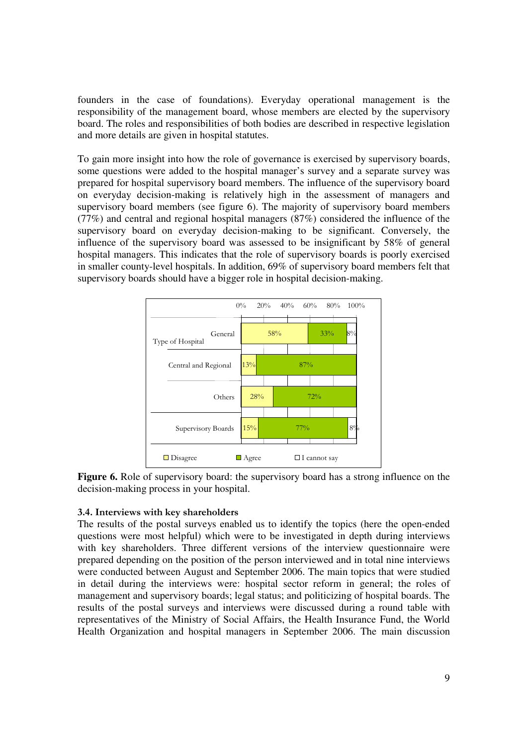founders in the case of foundations). Everyday operational management is the responsibility of the management board, whose members are elected by the supervisory board. The roles and responsibilities of both bodies are described in respective legislation and more details are given in hospital statutes.

To gain more insight into how the role of governance is exercised by supervisory boards, some questions were added to the hospital manager's survey and a separate survey was prepared for hospital supervisory board members. The influence of the supervisory board on everyday decision-making is relatively high in the assessment of managers and supervisory board members (see figure 6). The majority of supervisory board members (77%) and central and regional hospital managers (87%) considered the influence of the supervisory board on everyday decision-making to be significant. Conversely, the influence of the supervisory board was assessed to be insignificant by 58% of general hospital managers. This indicates that the role of supervisory boards is poorly exercised in smaller county-level hospitals. In addition, 69% of supervisory board members felt that supervisory boards should have a bigger role in hospital decision-making.

| | Disagree | Agree | I cannot say |
|---|---|---|---|
| Type of Hospital – General | 58% | 33% | 8% |
| Type of Hospital – Central and Regional | 13% | 87% | |
| Type of Hospital – Others | 28% | 72% | |
| Supervisory Boards | 15% | 77% | 8% |

**Figure 6.** Role of supervisory board: the supervisory board has a strong influence on the decision-making process in your hospital.

### 3.4. Interviews with key shareholders

The results of the postal surveys enabled us to identify the topics (here the open-ended questions were most helpful) which were to be investigated in depth during interviews with key shareholders. Three different versions of the interview questionnaire were prepared depending on the position of the person interviewed and in total nine interviews were conducted between August and September 2006. The main topics that were studied in detail during the interviews were: hospital sector reform in general; the roles of management and supervisory boards; legal status; and politicizing of hospital boards. The results of the postal surveys and interviews were discussed during a round table with representatives of the Ministry of Social Affairs, the Health Insurance Fund, the World Health Organization and hospital managers in September 2006. The main discussion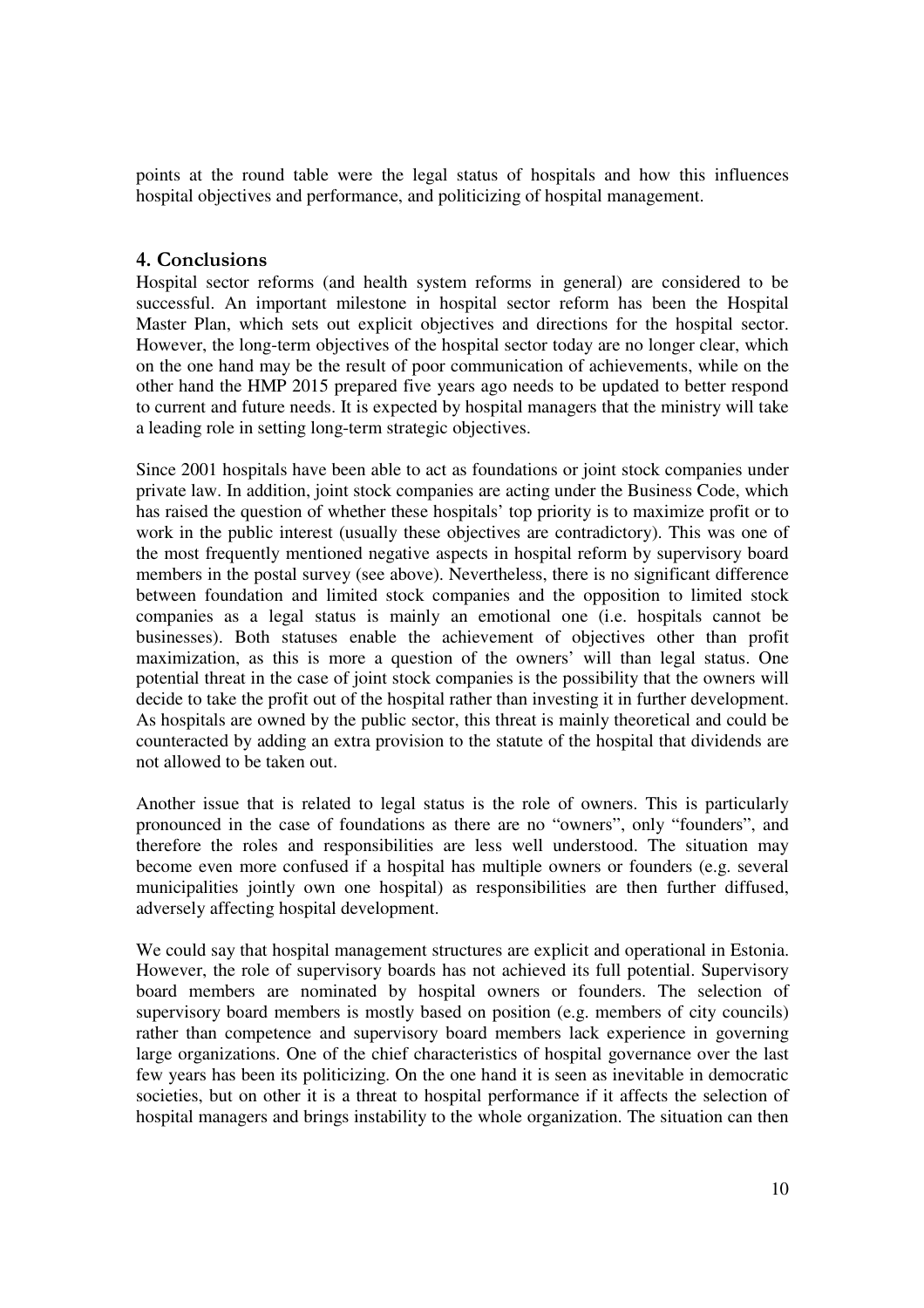points at the round table were the legal status of hospitals and how this influences hospital objectives and performance, and politicizing of hospital management.

## 4. Conclusions

Hospital sector reforms (and health system reforms in general) are considered to be successful. An important milestone in hospital sector reform has been the Hospital Master Plan, which sets out explicit objectives and directions for the hospital sector. However, the long-term objectives of the hospital sector today are no longer clear, which on the one hand may be the result of poor communication of achievements, while on the other hand the HMP 2015 prepared five years ago needs to be updated to better respond to current and future needs. It is expected by hospital managers that the ministry will take a leading role in setting long-term strategic objectives.

Since 2001 hospitals have been able to act as foundations or joint stock companies under private law. In addition, joint stock companies are acting under the Business Code, which has raised the question of whether these hospitals' top priority is to maximize profit or to work in the public interest (usually these objectives are contradictory). This was one of the most frequently mentioned negative aspects in hospital reform by supervisory board members in the postal survey (see above). Nevertheless, there is no significant difference between foundation and limited stock companies and the opposition to limited stock companies as a legal status is mainly an emotional one (i.e. hospitals cannot be businesses). Both statuses enable the achievement of objectives other than profit maximization, as this is more a question of the owners' will than legal status. One potential threat in the case of joint stock companies is the possibility that the owners will decide to take the profit out of the hospital rather than investing it in further development. As hospitals are owned by the public sector, this threat is mainly theoretical and could be counteracted by adding an extra provision to the statute of the hospital that dividends are not allowed to be taken out.

Another issue that is related to legal status is the role of owners. This is particularly pronounced in the case of foundations as there are no "owners", only "founders", and therefore the roles and responsibilities are less well understood. The situation may become even more confused if a hospital has multiple owners or founders (e.g. several municipalities jointly own one hospital) as responsibilities are then further diffused, adversely affecting hospital development.

We could say that hospital management structures are explicit and operational in Estonia. However, the role of supervisory boards has not achieved its full potential. Supervisory board members are nominated by hospital owners or founders. The selection of supervisory board members is mostly based on position (e.g. members of city councils) rather than competence and supervisory board members lack experience in governing large organizations. One of the chief characteristics of hospital governance over the last few years has been its politicizing. On the one hand it is seen as inevitable in democratic societies, but on other it is a threat to hospital performance if it affects the selection of hospital managers and brings instability to the whole organization. The situation can then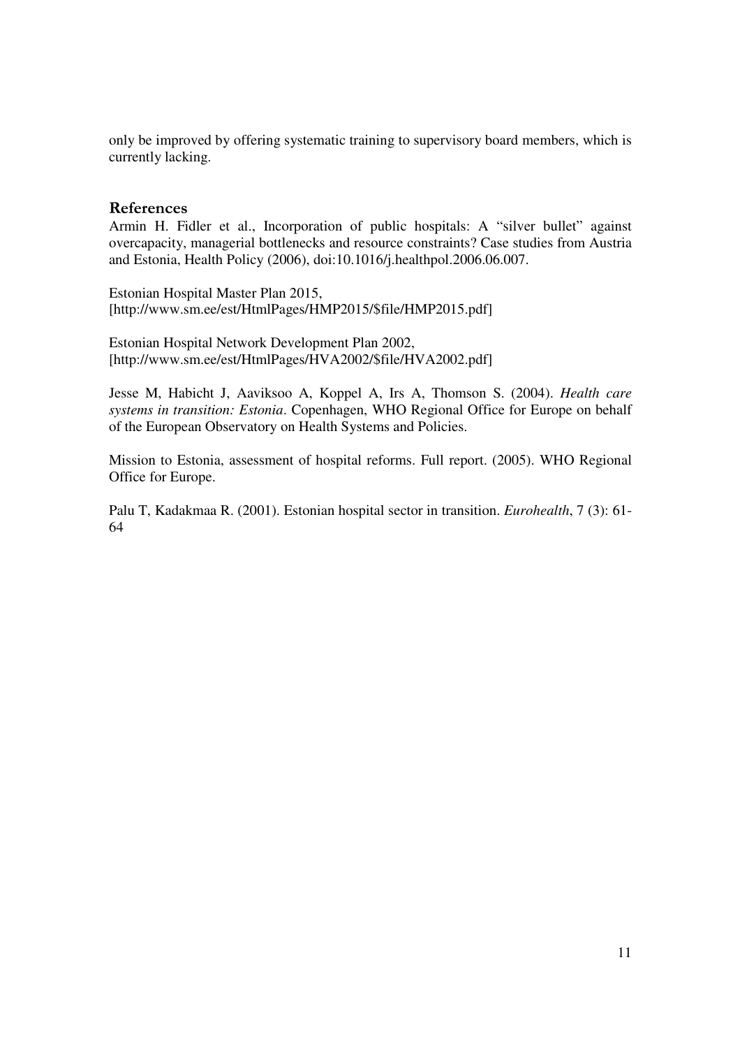only be improved by offering systematic training to supervisory board members, which is currently lacking.

## References

Armin H. Fidler et al., Incorporation of public hospitals: A "silver bullet" against overcapacity, managerial bottlenecks and resource constraints? Case studies from Austria and Estonia, Health Policy (2006), doi:10.1016/j.healthpol.2006.06.007.

Estonian Hospital Master Plan 2015, [http://www.sm.ee/est/HtmlPages/HMP2015/$file/HMP2015.pdf]

Estonian Hospital Network Development Plan 2002, [http://www.sm.ee/est/HtmlPages/HVA2002/$file/HVA2002.pdf]

Jesse M, Habicht J, Aaviksoo A, Koppel A, Irs A, Thomson S. (2004). *Health care systems in transition: Estonia*. Copenhagen, WHO Regional Office for Europe on behalf of the European Observatory on Health Systems and Policies.

Mission to Estonia, assessment of hospital reforms. Full report. (2005). WHO Regional Office for Europe.

Palu T, Kadakmaa R. (2001). Estonian hospital sector in transition. *Eurohealth*, 7 (3): 61-64